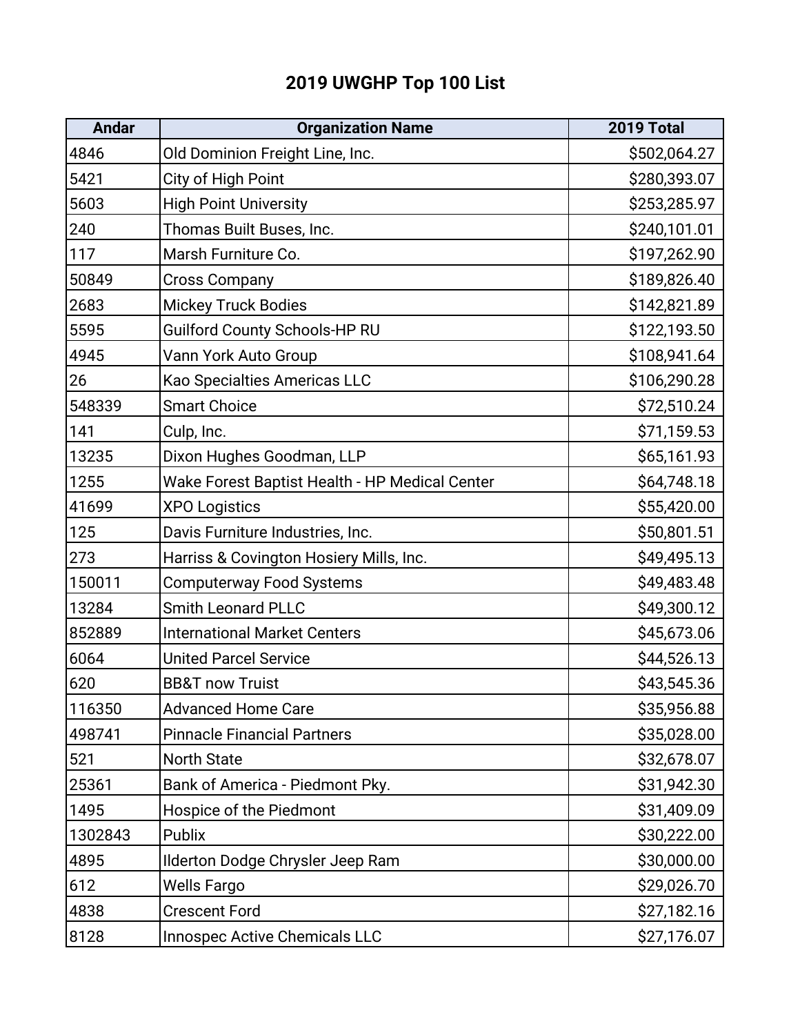# 2019 UWGHP Top 100 List

| Andar | Organization Name | 2019 Total |
|---|---|---|
| 4846 | Old Dominion Freight Line, Inc. | $502,064.27 |
| 5421 | City of High Point | $280,393.07 |
| 5603 | High Point University | $253,285.97 |
| 240 | Thomas Built Buses, Inc. | $240,101.01 |
| 117 | Marsh Furniture Co. | $197,262.90 |
| 50849 | Cross Company | $189,826.40 |
| 2683 | Mickey Truck Bodies | $142,821.89 |
| 5595 | Guilford County Schools-HP RU | $122,193.50 |
| 4945 | Vann York Auto Group | $108,941.64 |
| 26 | Kao Specialties Americas LLC | $106,290.28 |
| 548339 | Smart Choice | $72,510.24 |
| 141 | Culp, Inc. | $71,159.53 |
| 13235 | Dixon Hughes Goodman, LLP | $65,161.93 |
| 1255 | Wake Forest Baptist Health - HP Medical Center | $64,748.18 |
| 41699 | XPO Logistics | $55,420.00 |
| 125 | Davis Furniture Industries, Inc. | $50,801.51 |
| 273 | Harriss & Covington Hosiery Mills, Inc. | $49,495.13 |
| 150011 | Computerway Food Systems | $49,483.48 |
| 13284 | Smith Leonard PLLC | $49,300.12 |
| 852889 | International Market Centers | $45,673.06 |
| 6064 | United Parcel Service | $44,526.13 |
| 620 | BB&T now Truist | $43,545.36 |
| 116350 | Advanced Home Care | $35,956.88 |
| 498741 | Pinnacle Financial Partners | $35,028.00 |
| 521 | North State | $32,678.07 |
| 25361 | Bank of America - Piedmont Pky. | $31,942.30 |
| 1495 | Hospice of the Piedmont | $31,409.09 |
| 1302843 | Publix | $30,222.00 |
| 4895 | Ilderton Dodge Chrysler Jeep Ram | $30,000.00 |
| 612 | Wells Fargo | $29,026.70 |
| 4838 | Crescent Ford | $27,182.16 |
| 8128 | Innospec Active Chemicals LLC | $27,176.07 |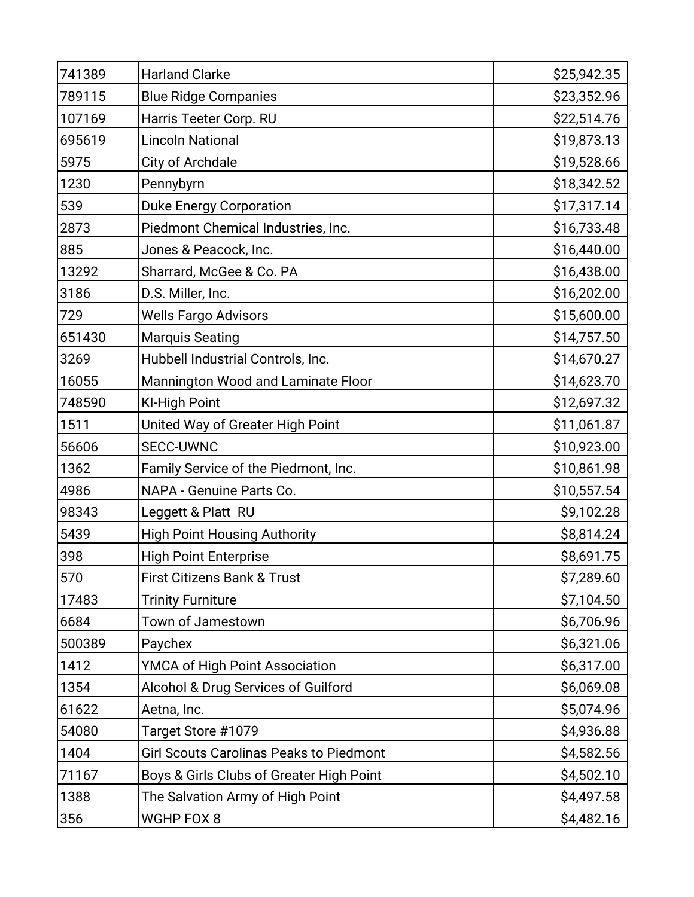| | | |
|---|---|---:|
| 741389 | Harland Clarke | $25,942.35 |
| 789115 | Blue Ridge Companies | $23,352.96 |
| 107169 | Harris Teeter Corp. RU | $22,514.76 |
| 695619 | Lincoln National | $19,873.13 |
| 5975 | City of Archdale | $19,528.66 |
| 1230 | Pennybyrn | $18,342.52 |
| 539 | Duke Energy Corporation | $17,317.14 |
| 2873 | Piedmont Chemical Industries, Inc. | $16,733.48 |
| 885 | Jones & Peacock, Inc. | $16,440.00 |
| 13292 | Sharrard, McGee & Co. PA | $16,438.00 |
| 3186 | D.S. Miller, Inc. | $16,202.00 |
| 729 | Wells Fargo Advisors | $15,600.00 |
| 651430 | Marquis Seating | $14,757.50 |
| 3269 | Hubbell Industrial Controls, Inc. | $14,670.27 |
| 16055 | Mannington Wood and Laminate Floor | $14,623.70 |
| 748590 | KI-High Point | $12,697.32 |
| 1511 | United Way of Greater High Point | $11,061.87 |
| 56606 | SECC-UWNC | $10,923.00 |
| 1362 | Family Service of the Piedmont, Inc. | $10,861.98 |
| 4986 | NAPA - Genuine Parts Co. | $10,557.54 |
| 98343 | Leggett & Platt RU | $9,102.28 |
| 5439 | High Point Housing Authority | $8,814.24 |
| 398 | High Point Enterprise | $8,691.75 |
| 570 | First Citizens Bank & Trust | $7,289.60 |
| 17483 | Trinity Furniture | $7,104.50 |
| 6684 | Town of Jamestown | $6,706.96 |
| 500389 | Paychex | $6,321.06 |
| 1412 | YMCA of High Point Association | $6,317.00 |
| 1354 | Alcohol & Drug Services of Guilford | $6,069.08 |
| 61622 | Aetna, Inc. | $5,074.96 |
| 54080 | Target Store #1079 | $4,936.88 |
| 1404 | Girl Scouts Carolinas Peaks to Piedmont | $4,582.56 |
| 71167 | Boys & Girls Clubs of Greater High Point | $4,502.10 |
| 1388 | The Salvation Army of High Point | $4,497.58 |
| 356 | WGHP FOX 8 | $4,482.16 |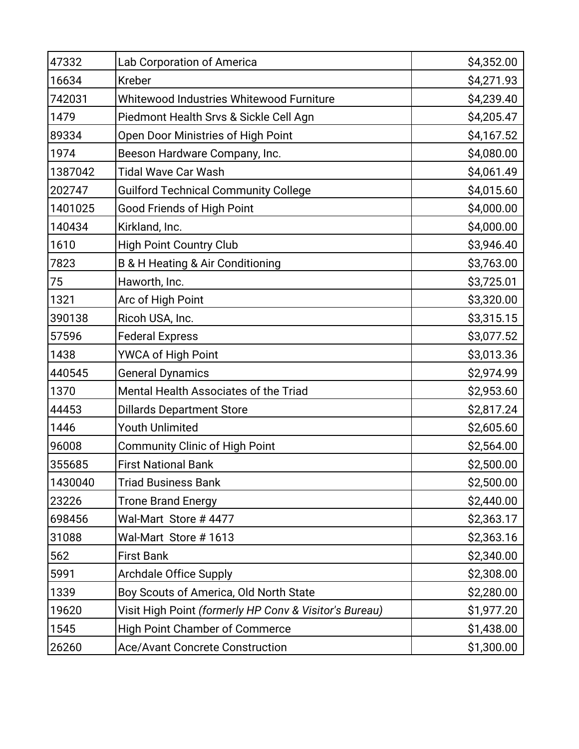| | | |
|---|---|---|
| 47332 | Lab Corporation of America | $4,352.00 |
| 16634 | Kreber | $4,271.93 |
| 742031 | Whitewood Industries Whitewood Furniture | $4,239.40 |
| 1479 | Piedmont Health Srvs & Sickle Cell Agn | $4,205.47 |
| 89334 | Open Door Ministries of High Point | $4,167.52 |
| 1974 | Beeson Hardware Company, Inc. | $4,080.00 |
| 1387042 | Tidal Wave Car Wash | $4,061.49 |
| 202747 | Guilford Technical Community College | $4,015.60 |
| 1401025 | Good Friends of High Point | $4,000.00 |
| 140434 | Kirkland, Inc. | $4,000.00 |
| 1610 | High Point Country Club | $3,946.40 |
| 7823 | B & H Heating & Air Conditioning | $3,763.00 |
| 75 | Haworth, Inc. | $3,725.01 |
| 1321 | Arc of High Point | $3,320.00 |
| 390138 | Ricoh USA, Inc. | $3,315.15 |
| 57596 | Federal Express | $3,077.52 |
| 1438 | YWCA of High Point | $3,013.36 |
| 440545 | General Dynamics | $2,974.99 |
| 1370 | Mental Health Associates of the Triad | $2,953.60 |
| 44453 | Dillards Department Store | $2,817.24 |
| 1446 | Youth Unlimited | $2,605.60 |
| 96008 | Community Clinic of High Point | $2,564.00 |
| 355685 | First National Bank | $2,500.00 |
| 1430040 | Triad Business Bank | $2,500.00 |
| 23226 | Trone Brand Energy | $2,440.00 |
| 698456 | Wal-Mart Store # 4477 | $2,363.17 |
| 31088 | Wal-Mart Store # 1613 | $2,363.16 |
| 562 | First Bank | $2,340.00 |
| 5991 | Archdale Office Supply | $2,308.00 |
| 1339 | Boy Scouts of America, Old North State | $2,280.00 |
| 19620 | Visit High Point *(formerly HP Conv & Visitor's Bureau)* | $1,977.20 |
| 1545 | High Point Chamber of Commerce | $1,438.00 |
| 26260 | Ace/Avant Concrete Construction | $1,300.00 |